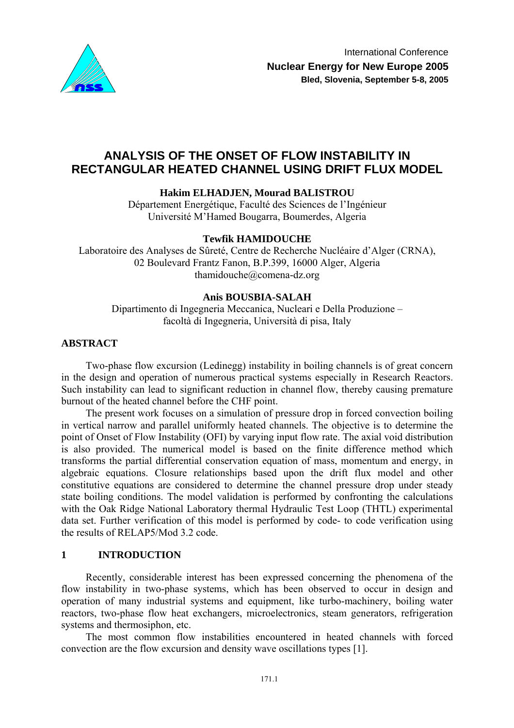International Conference
**Nuclear Energy for New Europe 2005**
**Bled, Slovenia, September 5-8, 2005**

# ANALYSIS OF THE ONSET OF FLOW INSTABILITY IN RECTANGULAR HEATED CHANNEL USING DRIFT FLUX MODEL

**Hakim ELHADJEN, Mourad BALISTROU**
Département Energétique, Faculté des Sciences de l'Ingénieur
Université M'Hamed Bougarra, Boumerdes, Algeria

**Tewfik HAMIDOUCHE**
Laboratoire des Analyses de Sûreté, Centre de Recherche Nucléaire d'Alger (CRNA),
02 Boulevard Frantz Fanon, B.P.399, 16000 Alger, Algeria
thamidouche@comena-dz.org

**Anis BOUSBIA-SALAH**
Dipartimento di Ingegneria Meccanica, Nucleari e Della Produzione –
facoltà di Ingegneria, Università di pisa, Italy

## ABSTRACT

Two-phase flow excursion (Ledinegg) instability in boiling channels is of great concern in the design and operation of numerous practical systems especially in Research Reactors. Such instability can lead to significant reduction in channel flow, thereby causing premature burnout of the heated channel before the CHF point.

The present work focuses on a simulation of pressure drop in forced convection boiling in vertical narrow and parallel uniformly heated channels. The objective is to determine the point of Onset of Flow Instability (OFI) by varying input flow rate. The axial void distribution is also provided. The numerical model is based on the finite difference method which transforms the partial differential conservation equation of mass, momentum and energy, in algebraic equations. Closure relationships based upon the drift flux model and other constitutive equations are considered to determine the channel pressure drop under steady state boiling conditions. The model validation is performed by confronting the calculations with the Oak Ridge National Laboratory thermal Hydraulic Test Loop (THTL) experimental data set. Further verification of this model is performed by code- to code verification using the results of RELAP5/Mod 3.2 code.

## 1 INTRODUCTION

Recently, considerable interest has been expressed concerning the phenomena of the flow instability in two-phase systems, which has been observed to occur in design and operation of many industrial systems and equipment, like turbo-machinery, boiling water reactors, two-phase flow heat exchangers, microelectronics, steam generators, refrigeration systems and thermosiphon, etc.

The most common flow instabilities encountered in heated channels with forced convection are the flow excursion and density wave oscillations types [1].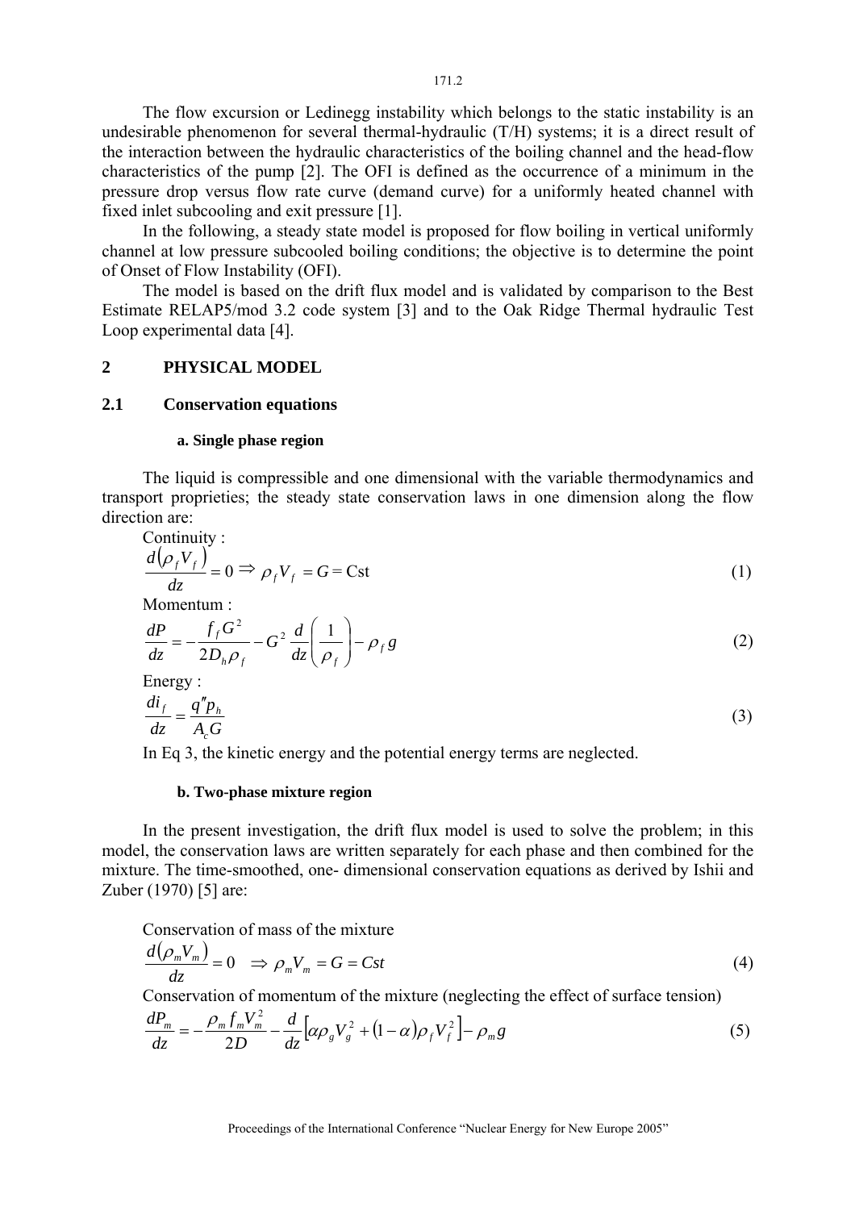The flow excursion or Ledinegg instability which belongs to the static instability is an undesirable phenomenon for several thermal-hydraulic (T/H) systems; it is a direct result of the interaction between the hydraulic characteristics of the boiling channel and the head-flow characteristics of the pump [2]. The OFI is defined as the occurrence of a minimum in the pressure drop versus flow rate curve (demand curve) for a uniformly heated channel with fixed inlet subcooling and exit pressure [1].

In the following, a steady state model is proposed for flow boiling in vertical uniformly channel at low pressure subcooled boiling conditions; the objective is to determine the point of Onset of Flow Instability (OFI).

The model is based on the drift flux model and is validated by comparison to the Best Estimate RELAP5/mod 3.2 code system [3] and to the Oak Ridge Thermal hydraulic Test Loop experimental data [4].

## 2 PHYSICAL MODEL

### 2.1 Conservation equations

#### a. Single phase region

The liquid is compressible and one dimensional with the variable thermodynamics and transport proprieties; the steady state conservation laws in one dimension along the flow direction are:

Continuity :

$$\frac{d\left(\rho_f V_f\right)}{dz} = 0 \Rightarrow \rho_f V_f = G = \text{Cst} \tag{1}$$

Momentum :

$$\frac{dP}{dz} = -\frac{f_f G^2}{2D_h \rho_f} - G^2 \frac{d}{dz}\left(\frac{1}{\rho_f}\right) - \rho_f g \tag{2}$$

Energy :

$$\frac{di_f}{dz} = \frac{q'' p_h}{A_c G} \tag{3}$$

In Eq 3, the kinetic energy and the potential energy terms are neglected.

#### b. Two-phase mixture region

In the present investigation, the drift flux model is used to solve the problem; in this model, the conservation laws are written separately for each phase and then combined for the mixture. The time-smoothed, one- dimensional conservation equations as derived by Ishii and Zuber (1970) [5] are:

Conservation of mass of the mixture

$$\frac{d\left(\rho_m V_m\right)}{dz} = 0 \quad \Rightarrow \rho_m V_m = G = Cst \tag{4}$$

Conservation of momentum of the mixture (neglecting the effect of surface tension)

$$\frac{dP_m}{dz} = -\frac{\rho_m f_m V_m^2}{2D} - \frac{d}{dz}\left[\alpha \rho_g V_g^2 + (1-\alpha)\rho_f V_f^2\right] - \rho_m g \tag{5}$$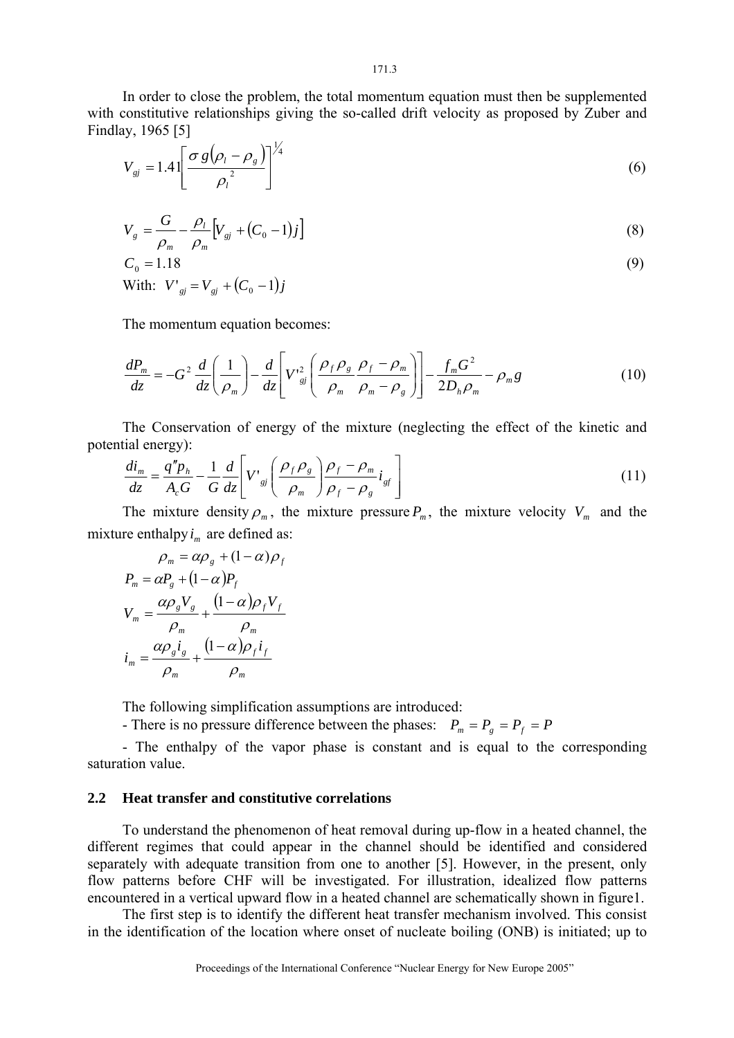In order to close the problem, the total momentum equation must then be supplemented with constitutive relationships giving the so-called drift velocity as proposed by Zuber and Findlay, 1965 [5]

$$V_{gj} = 1.41\left[\frac{\sigma g(\rho_l - \rho_g)}{\rho_l^{\,2}}\right]^{1/4} \tag{6}$$

$$V_g = \frac{G}{\rho_m} - \frac{\rho_l}{\rho_m}\left[V_{gj} + (C_0 - 1)j\right] \tag{8}$$

$$C_0 = 1.18 \tag{9}$$

With: $V'_{gj} = V_{gj} + (C_0 - 1)j$

The momentum equation becomes:

$$\frac{dP_m}{dz} = -G^2\frac{d}{dz}\left(\frac{1}{\rho_m}\right) - \frac{d}{dz}\left[V'^2_{gj}\left(\frac{\rho_f\rho_g}{\rho_m}\frac{\rho_f - \rho_m}{\rho_m - \rho_g}\right)\right] - \frac{f_m G^2}{2D_h\rho_m} - \rho_m g \tag{10}$$

The Conservation of energy of the mixture (neglecting the effect of the kinetic and potential energy):

$$\frac{di_m}{dz} = \frac{q'' p_h}{A_c G} - \frac{1}{G}\frac{d}{dz}\left[V'_{gj}\left(\frac{\rho_f\rho_g}{\rho_m}\right)\frac{\rho_f - \rho_m}{\rho_f - \rho_g}i_{gf}\right] \tag{11}$$

The mixture density $\rho_m$, the mixture pressure $P_m$, the mixture velocity $V_m$ and the mixture enthalpy $i_m$ are defined as:

$$\rho_m = \alpha\rho_g + (1-\alpha)\rho_f$$

$$P_m = \alpha P_g + (1-\alpha)P_f$$

$$V_m = \frac{\alpha\rho_g V_g}{\rho_m} + \frac{(1-\alpha)\rho_f V_f}{\rho_m}$$

$$i_m = \frac{\alpha\rho_g i_g}{\rho_m} + \frac{(1-\alpha)\rho_f i_f}{\rho_m}$$

The following simplification assumptions are introduced:

- There is no pressure difference between the phases: $P_m = P_g = P_f = P$

- The enthalpy of the vapor phase is constant and is equal to the corresponding saturation value.

## 2.2 Heat transfer and constitutive correlations

To understand the phenomenon of heat removal during up-flow in a heated channel, the different regimes that could appear in the channel should be identified and considered separately with adequate transition from one to another [5]. However, in the present, only flow patterns before CHF will be investigated. For illustration, idealized flow patterns encountered in a vertical upward flow in a heated channel are schematically shown in figure1.

The first step is to identify the different heat transfer mechanism involved. This consist in the identification of the location where onset of nucleate boiling (ONB) is initiated; up to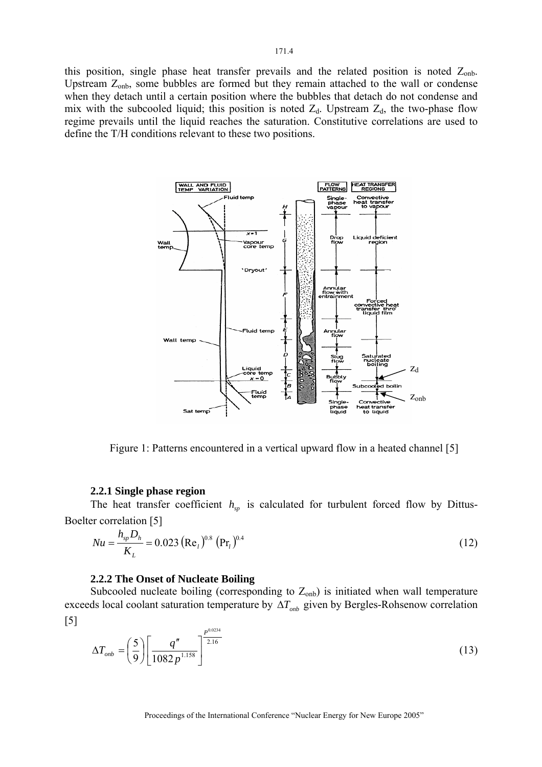this position, single phase heat transfer prevails and the related position is noted $Z_{onb}$. Upstream $Z_{onb}$, some bubbles are formed but they remain attached to the wall or condense when they detach until a certain position where the bubbles that detach do not condense and mix with the subcooled liquid; this position is noted $Z_d$. Upstream $Z_d$, the two-phase flow regime prevails until the liquid reaches the saturation. Constitutive correlations are used to define the T/H conditions relevant to these two positions.

Figure 1: Patterns encountered in a vertical upward flow in a heated channel [5]

### 2.2.1 Single phase region

The heat transfer coefficient $h_{sp}$ is calculated for turbulent forced flow by Dittus-Boelter correlation [5]

$$Nu = \frac{h_{sp} D_h}{K_L} = 0.023 \left(\mathrm{Re}_l\right)^{0.8} \left(\mathrm{Pr}_l\right)^{0.4} \tag{12}$$

### 2.2.2 The Onset of Nucleate Boiling

Subcooled nucleate boiling (corresponding to $Z_{onb}$) is initiated when wall temperature exceeds local coolant saturation temperature by $\Delta T_{onb}$ given by Bergles-Rohsenow correlation [5]

$$\Delta T_{onb} = \left(\frac{5}{9}\right) \left[\frac{q''}{1082\, p^{1.158}}\right]^{\frac{p^{0.0234}}{2.16}} \tag{13}$$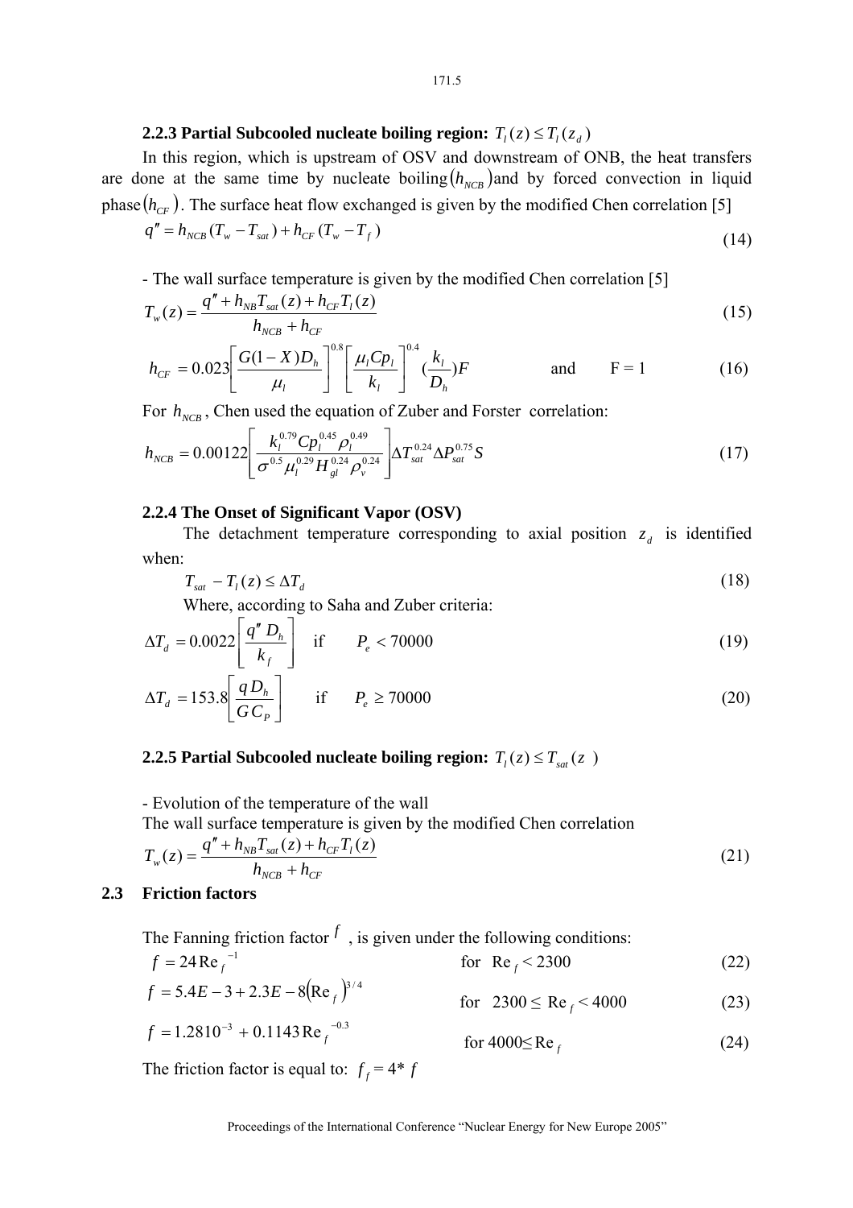### 2.2.3 Partial Subcooled nucleate boiling region: $T_l(z) \le T_l(z_d)$

In this region, which is upstream of OSV and downstream of ONB, the heat transfers are done at the same time by nucleate boiling $(h_{NCB})$ and by forced convection in liquid phase $(h_{CF})$. The surface heat flow exchanged is given by the modified Chen correlation [5]

$$q'' = h_{NCB}(T_w - T_{sat}) + h_{CF}(T_w - T_f) \tag{14}$$

- The wall surface temperature is given by the modified Chen correlation [5]

$$T_w(z) = \frac{q'' + h_{NB} T_{sat}(z) + h_{CF} T_l(z)}{h_{NCB} + h_{CF}} \tag{15}$$

$$h_{CF} = 0.023 \left[ \frac{G(1-X)D_h}{\mu_l} \right]^{0.8} \left[ \frac{\mu_l Cp_l}{k_l} \right]^{0.4} \left(\frac{k_l}{D_h}\right) F \qquad \text{and} \qquad F = 1 \tag{16}$$

For $h_{NCB}$, Chen used the equation of Zuber and Forster correlation:

$$h_{NCB} = 0.00122 \left[ \frac{k_l^{0.79} Cp_l^{0.45} \rho_l^{0.49}}{\sigma^{0.5} \mu_l^{0.29} H_{gl}^{0.24} \rho_v^{0.24}} \right] \Delta T_{sat}^{0.24} \Delta P_{sat}^{0.75} S \tag{17}$$

### 2.2.4 The Onset of Significant Vapor (OSV)

The detachment temperature corresponding to axial position $z_d$ is identified when:

$$T_{sat} - T_l(z) \le \Delta T_d \tag{18}$$

Where, according to Saha and Zuber criteria:

$$\Delta T_d = 0.0022 \left[ \frac{q'' D_h}{k_f} \right] \quad \text{if} \quad P_e < 70000 \tag{19}$$

$$\Delta T_d = 153.8 \left[ \frac{q D_h}{G C_P} \right] \quad \text{if} \quad P_e \ge 70000 \tag{20}$$

### 2.2.5 Partial Subcooled nucleate boiling region: $T_l(z) \le T_{sat}(z)$

- Evolution of the temperature of the wall

The wall surface temperature is given by the modified Chen correlation

$$T_w(z) = \frac{q'' + h_{NB} T_{sat}(z) + h_{CF} T_l(z)}{h_{NCB} + h_{CF}} \tag{21}$$

## 2.3 Friction factors

The Fanning friction factor $f$, is given under the following conditions:

$$f = 24 \,\mathrm{Re}_f^{-1} \qquad \text{for } \mathrm{Re}_f < 2300 \tag{22}$$

$$f = 5.4E-3 + 2.3E-8 \left(\mathrm{Re}_f\right)^{3/4} \qquad \text{for } 2300 \le \mathrm{Re}_f < 4000 \tag{23}$$

$$f = 1.2810^{-3} + 0.1143 \,\mathrm{Re}_f^{-0.3} \qquad \text{for } 4000 \le \mathrm{Re}_f \tag{24}$$

The friction factor is equal to: $f_f = 4 * f$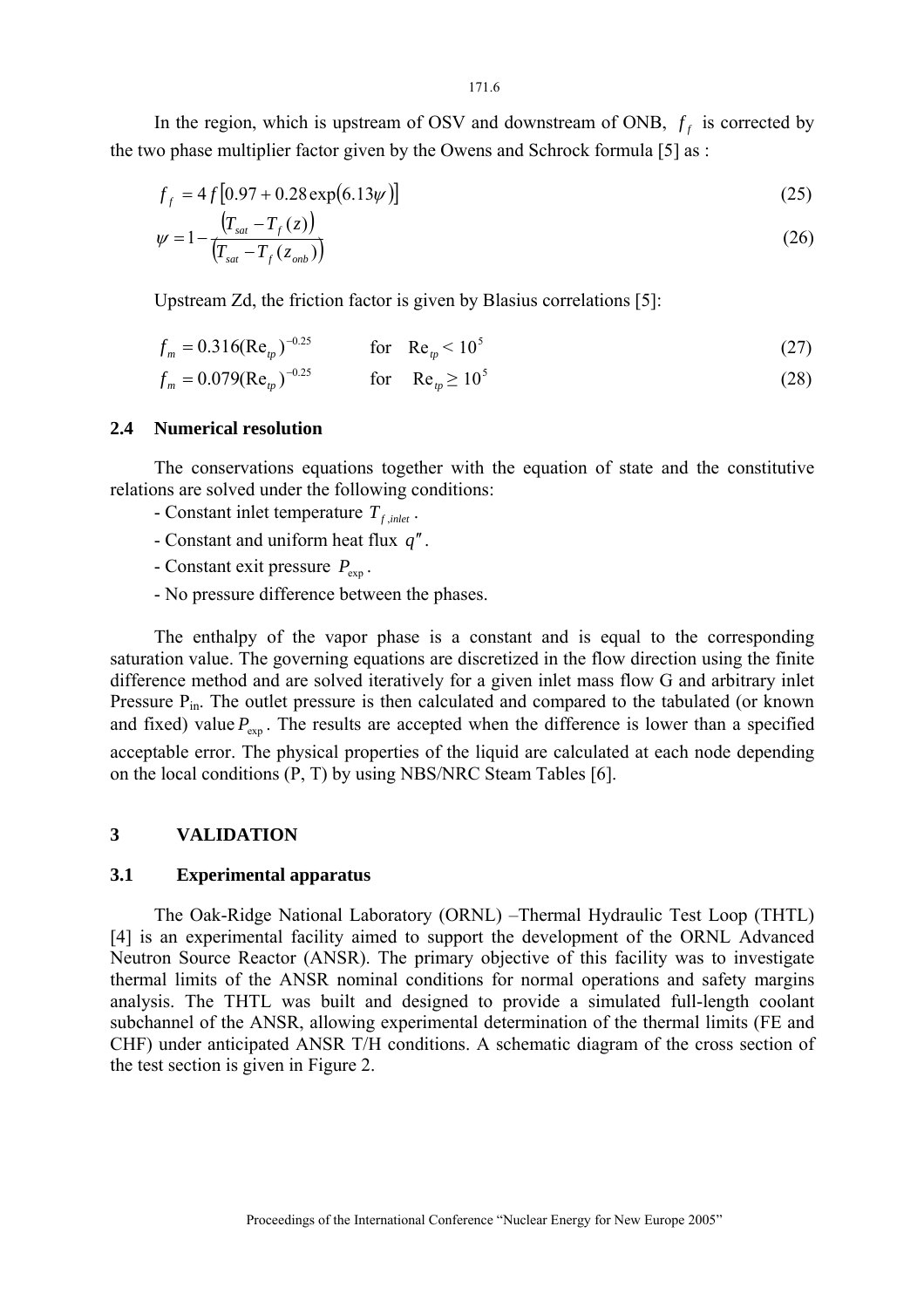In the region, which is upstream of OSV and downstream of ONB, $f_f$ is corrected by the two phase multiplier factor given by the Owens and Schrock formula [5] as :

$$f_f = 4f\left[0.97 + 0.28\exp(6.13\psi)\right] \tag{25}$$

$$\psi = 1 - \frac{\left(T_{sat} - T_f(z)\right)}{\left(T_{sat} - T_f(z_{onb})\right)} \tag{26}$$

Upstream Zd, the friction factor is given by Blasius correlations [5]:

$$f_m = 0.316(\mathrm{Re}_{tp})^{-0.25} \qquad \text{for} \quad \mathrm{Re}_{tp} < 10^5 \tag{27}$$

$$f_m = 0.079(\mathrm{Re}_{tp})^{-0.25} \qquad \text{for} \quad \mathrm{Re}_{tp} \geq 10^5 \tag{28}$$

## 2.4 Numerical resolution

The conservations equations together with the equation of state and the constitutive relations are solved under the following conditions:

- Constant inlet temperature $T_{f,inlet}$.
- Constant and uniform heat flux $q''$.
- Constant exit pressure $P_{\exp}$.
- No pressure difference between the phases.

The enthalpy of the vapor phase is a constant and is equal to the corresponding saturation value. The governing equations are discretized in the flow direction using the finite difference method and are solved iteratively for a given inlet mass flow G and arbitrary inlet Pressure $P_{in}$. The outlet pressure is then calculated and compared to the tabulated (or known and fixed) value $P_{\exp}$. The results are accepted when the difference is lower than a specified acceptable error. The physical properties of the liquid are calculated at each node depending on the local conditions (P, T) by using NBS/NRC Steam Tables [6].

# 3 VALIDATION

## 3.1 Experimental apparatus

The Oak-Ridge National Laboratory (ORNL) –Thermal Hydraulic Test Loop (THTL) [4] is an experimental facility aimed to support the development of the ORNL Advanced Neutron Source Reactor (ANSR). The primary objective of this facility was to investigate thermal limits of the ANSR nominal conditions for normal operations and safety margins analysis. The THTL was built and designed to provide a simulated full-length coolant subchannel of the ANSR, allowing experimental determination of the thermal limits (FE and CHF) under anticipated ANSR T/H conditions. A schematic diagram of the cross section of the test section is given in Figure 2.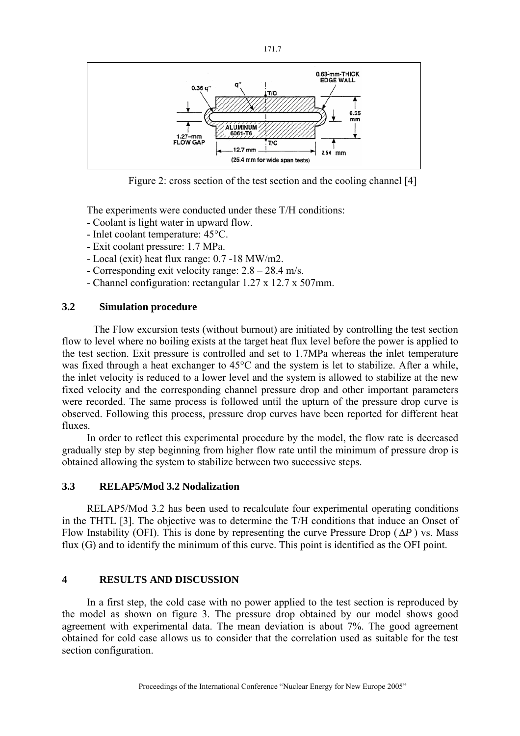Figure 2: cross section of the test section and the cooling channel [4]

The experiments were conducted under these T/H conditions:

- Coolant is light water in upward flow.
- Inlet coolant temperature: 45°C.
- Exit coolant pressure: 1.7 MPa.
- Local (exit) heat flux range: 0.7 -18 MW/m2.
- Corresponding exit velocity range: 2.8 – 28.4 m/s.
- Channel configuration: rectangular 1.27 x 12.7 x 507mm.

### 3.2 Simulation procedure

The Flow excursion tests (without burnout) are initiated by controlling the test section flow to level where no boiling exists at the target heat flux level before the power is applied to the test section. Exit pressure is controlled and set to 1.7MPa whereas the inlet temperature was fixed through a heat exchanger to 45°C and the system is let to stabilize. After a while, the inlet velocity is reduced to a lower level and the system is allowed to stabilize at the new fixed velocity and the corresponding channel pressure drop and other important parameters were recorded. The same process is followed until the upturn of the pressure drop curve is observed. Following this process, pressure drop curves have been reported for different heat fluxes.

In order to reflect this experimental procedure by the model, the flow rate is decreased gradually step by step beginning from higher flow rate until the minimum of pressure drop is obtained allowing the system to stabilize between two successive steps.

### 3.3 RELAP5/Mod 3.2 Nodalization

RELAP5/Mod 3.2 has been used to recalculate four experimental operating conditions in the THTL [3]. The objective was to determine the T/H conditions that induce an Onset of Flow Instability (OFI). This is done by representing the curve Pressure Drop ( $\Delta P$ ) vs. Mass flux (G) and to identify the minimum of this curve. This point is identified as the OFI point.

## 4 RESULTS AND DISCUSSION

In a first step, the cold case with no power applied to the test section is reproduced by the model as shown on figure 3. The pressure drop obtained by our model shows good agreement with experimental data. The mean deviation is about 7%. The good agreement obtained for cold case allows us to consider that the correlation used as suitable for the test section configuration.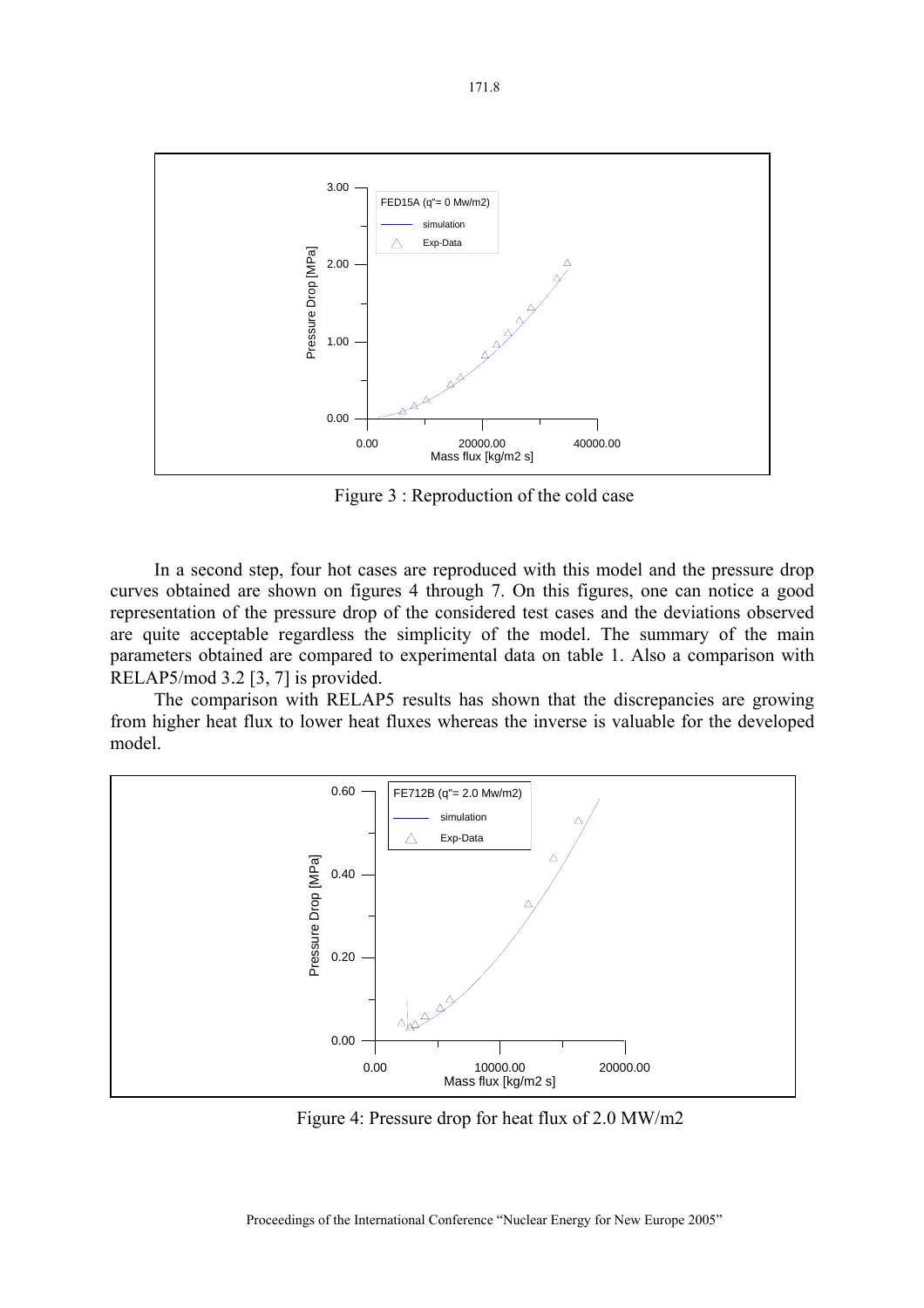Figure 3 : Reproduction of the cold case

In a second step, four hot cases are reproduced with this model and the pressure drop curves obtained are shown on figures 4 through 7. On this figures, one can notice a good representation of the pressure drop of the considered test cases and the deviations observed are quite acceptable regardless the simplicity of the model. The summary of the main parameters obtained are compared to experimental data on table 1. Also a comparison with RELAP5/mod 3.2 [3, 7] is provided.

The comparison with RELAP5 results has shown that the discrepancies are growing from higher heat flux to lower heat fluxes whereas the inverse is valuable for the developed model.

Figure 4: Pressure drop for heat flux of 2.0 MW/m2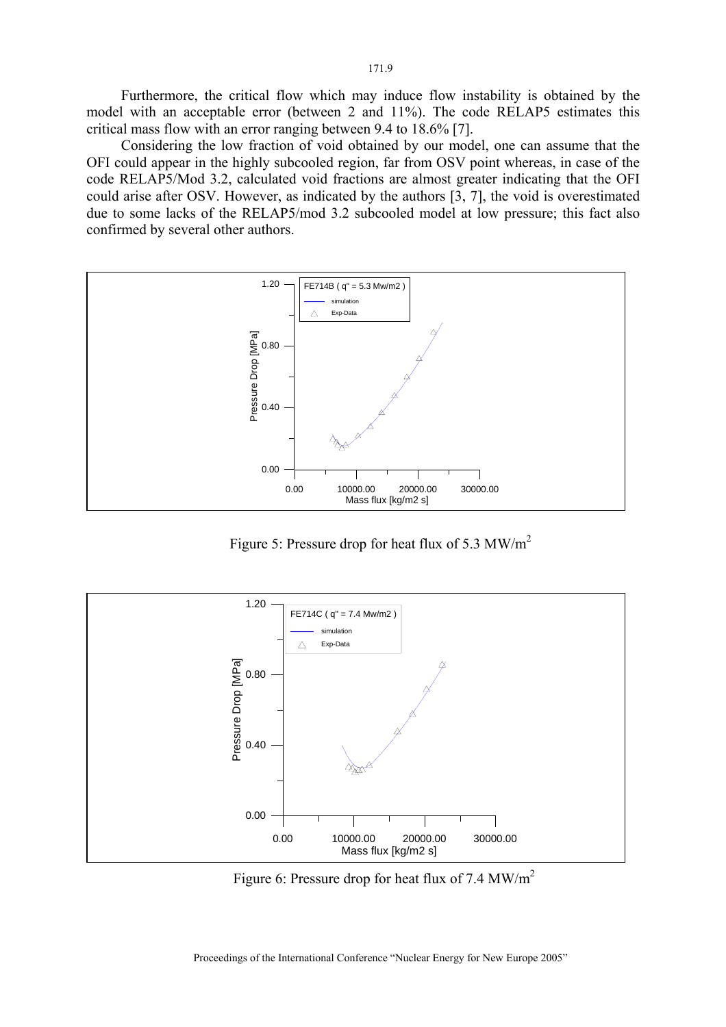Furthermore, the critical flow which may induce flow instability is obtained by the model with an acceptable error (between 2 and 11%). The code RELAP5 estimates this critical mass flow with an error ranging between 9.4 to 18.6% [7].

Considering the low fraction of void obtained by our model, one can assume that the OFI could appear in the highly subcooled region, far from OSV point whereas, in case of the code RELAP5/Mod 3.2, calculated void fractions are almost greater indicating that the OFI could arise after OSV. However, as indicated by the authors [3, 7], the void is overestimated due to some lacks of the RELAP5/mod 3.2 subcooled model at low pressure; this fact also confirmed by several other authors.

Figure 5: Pressure drop for heat flux of 5.3 MW/m$^2$

Figure 6: Pressure drop for heat flux of 7.4 MW/m$^2$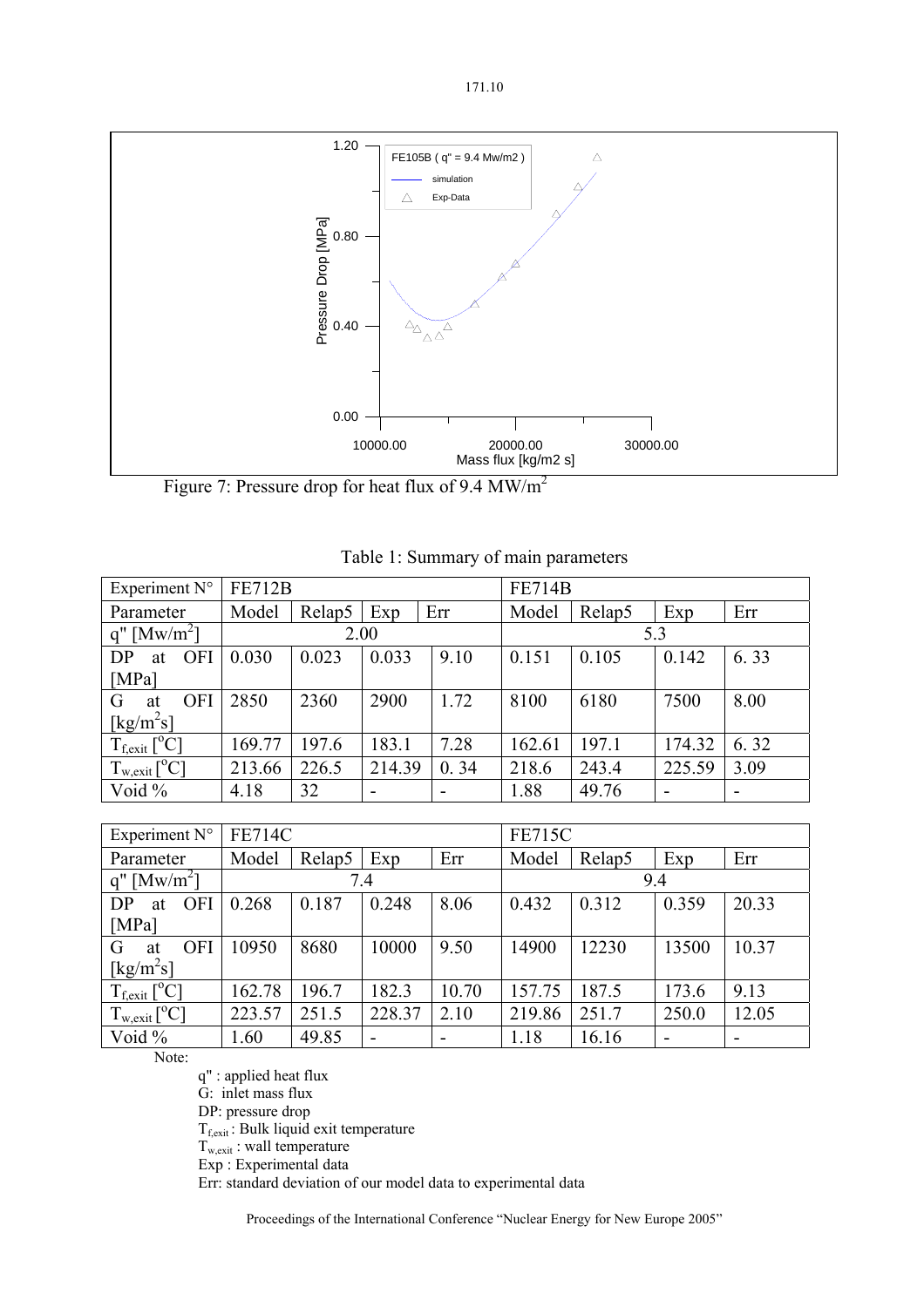Figure 7: Pressure drop for heat flux of 9.4 MW/m$^2$

Table 1: Summary of main parameters

| Experiment N° | FE712B | | | | FE714B | | | |
|---|---|---|---|---|---|---|---|---|
| Parameter | Model | Relap5 | Exp | Err | Model | Relap5 | Exp | Err |
| q" [Mw/m$^2$] | 2.00 | | | | 5.3 | | | |
| DP at OFI [MPa] | 0.030 | 0.023 | 0.033 | 9.10 | 0.151 | 0.105 | 0.142 | 6. 33 |
| G at OFI [kg/m$^2$s] | 2850 | 2360 | 2900 | 1.72 | 8100 | 6180 | 7500 | 8.00 |
| $T_{f,exit}$ [$^o$C] | 169.77 | 197.6 | 183.1 | 7.28 | 162.61 | 197.1 | 174.32 | 6. 32 |
| $T_{w,exit}$ [$^o$C] | 213.66 | 226.5 | 214.39 | 0. 34 | 218.6 | 243.4 | 225.59 | 3.09 |
| Void % | 4.18 | 32 | - | - | 1.88 | 49.76 | - | - |

| Experiment N° | FE714C | | | | FE715C | | | |
|---|---|---|---|---|---|---|---|---|
| Parameter | Model | Relap5 | Exp | Err | Model | Relap5 | Exp | Err |
| q" [Mw/m$^2$] | 7.4 | | | | 9.4 | | | |
| DP at OFI [MPa] | 0.268 | 0.187 | 0.248 | 8.06 | 0.432 | 0.312 | 0.359 | 20.33 |
| G at OFI [kg/m$^2$s] | 10950 | 8680 | 10000 | 9.50 | 14900 | 12230 | 13500 | 10.37 |
| $T_{f,exit}$ [$^o$C] | 162.78 | 196.7 | 182.3 | 10.70 | 157.75 | 187.5 | 173.6 | 9.13 |
| $T_{w,exit}$ [$^o$C] | 223.57 | 251.5 | 228.37 | 2.10 | 219.86 | 251.7 | 250.0 | 12.05 |
| Void % | 1.60 | 49.85 | - | - | 1.18 | 16.16 | - | - |

Note:

q" : applied heat flux
G: inlet mass flux
DP: pressure drop
$T_{f,exit}$ : Bulk liquid exit temperature
$T_{w,exit}$ : wall temperature
Exp : Experimental data
Err: standard deviation of our model data to experimental data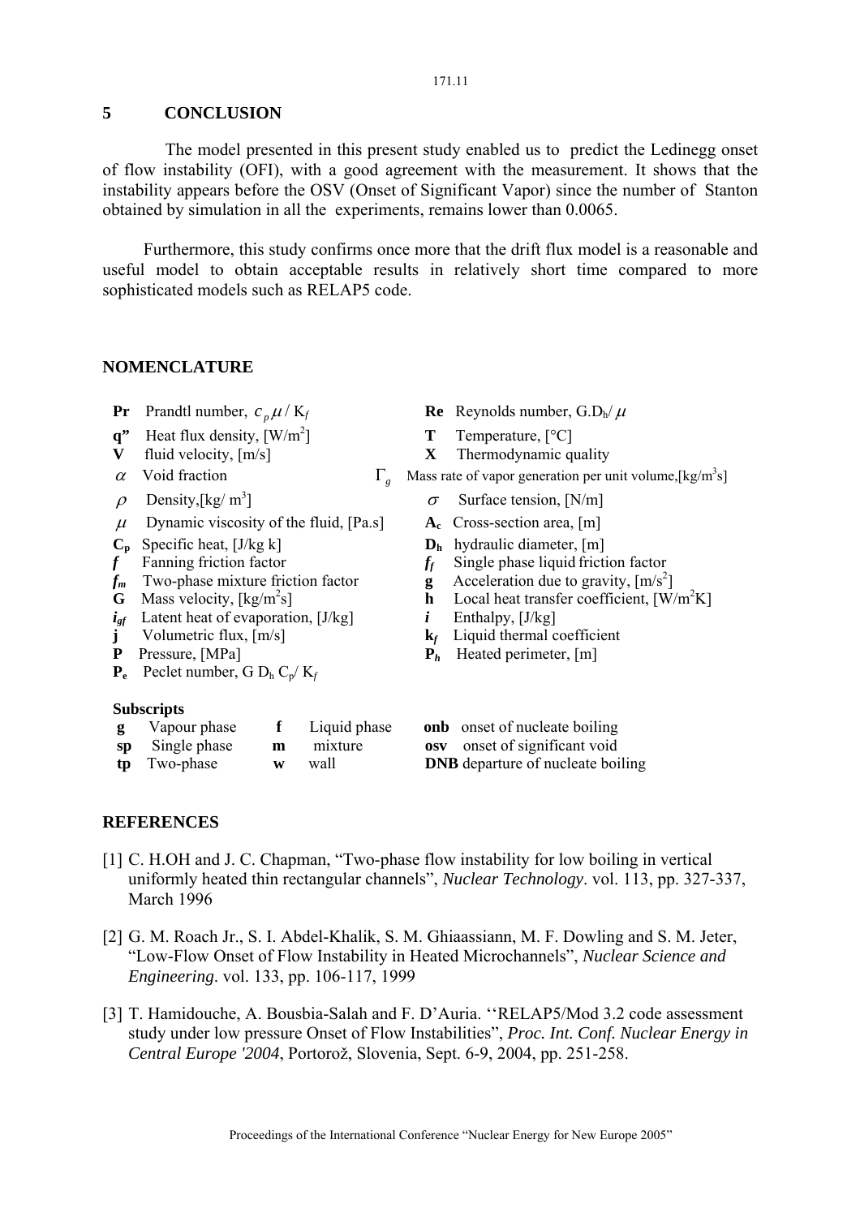## 5 CONCLUSION

The model presented in this present study enabled us to predict the Ledinegg onset of flow instability (OFI), with a good agreement with the measurement. It shows that the instability appears before the OSV (Onset of Significant Vapor) since the number of Stanton obtained by simulation in all the experiments, remains lower than 0.0065.

Furthermore, this study confirms once more that the drift flux model is a reasonable and useful model to obtain acceptable results in relatively short time compared to more sophisticated models such as RELAP5 code.

## NOMENCLATURE

| | | | |
|---|---|---|---|
| **Pr** | Prandtl number, $c_p \mu / K_f$ | **Re** | Reynolds number, $G.D_h/\mu$ |
| **q”** | Heat flux density, [W/m$^2$] | **T** | Temperature, [°C] |
| **V** | fluid velocity, [m/s] | **X** | Thermodynamic quality |
| $\alpha$ | Void fraction | $\Gamma_g$ | Mass rate of vapor generation per unit volume,[kg/m$^3$s] |
| $\rho$ | Density,[kg/ m$^3$] | $\sigma$ | Surface tension, [N/m] |
| $\mu$ | Dynamic viscosity of the fluid, [Pa.s] | $A_c$ | Cross-section area, [m] |
| $C_p$ | Specific heat, [J/kg k] | $D_h$ | hydraulic diameter, [m] |
| $f$ | Fanning friction factor | $f_f$ | Single phase liquid friction factor |
| $f_m$ | Two-phase mixture friction factor | **g** | Acceleration due to gravity, [m/s$^2$] |
| **G** | Mass velocity, [kg/m$^2$s] | **h** | Local heat transfer coefficient, [W/m$^2$K] |
| $i_{gf}$ | Latent heat of evaporation, [J/kg] | $i$ | Enthalpy, [J/kg] |
| **j** | Volumetric flux, [m/s] | $k_f$ | Liquid thermal coefficient |
| **P** | Pressure, [MPa] | $P_h$ | Heated perimeter, [m] |
| $P_e$ | Peclet number, $G D_h C_p/ K_f$ | | |

### Subscripts

| | | | | | |
|---|---|---|---|---|---|
| **g** | Vapour phase | **f** | Liquid phase | **onb** | onset of nucleate boiling |
| **sp** | Single phase | **m** | mixture | **osv** | onset of significant void |
| **tp** | Two-phase | **w** | wall | **DNB** | departure of nucleate boiling |

## REFERENCES

[1] C. H.OH and J. C. Chapman, “Two-phase flow instability for low boiling in vertical uniformly heated thin rectangular channels”, *Nuclear Technology*. vol. 113, pp. 327-337, March 1996

[2] G. M. Roach Jr., S. I. Abdel-Khalik, S. M. Ghiaassiann, M. F. Dowling and S. M. Jeter, “Low-Flow Onset of Flow Instability in Heated Microchannels”, *Nuclear Science and Engineering*. vol. 133, pp. 106-117, 1999

[3] T. Hamidouche, A. Bousbia-Salah and F. D’Auria. ‘‘RELAP5/Mod 3.2 code assessment study under low pressure Onset of Flow Instabilities”, *Proc. Int. Conf. Nuclear Energy in Central Europe '2004*, Portorož, Slovenia, Sept. 6-9, 2004, pp. 251-258.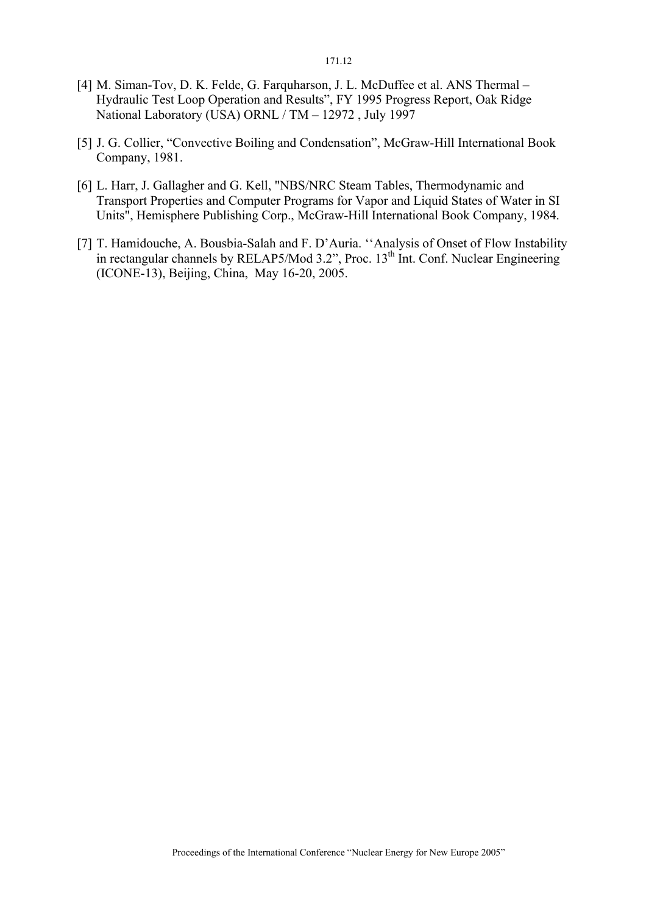[4] M. Siman-Tov, D. K. Felde, G. Farquharson, J. L. McDuffee et al. ANS Thermal – Hydraulic Test Loop Operation and Results", FY 1995 Progress Report, Oak Ridge National Laboratory (USA) ORNL / TM – 12972 , July 1997

[5] J. G. Collier, "Convective Boiling and Condensation", McGraw-Hill International Book Company, 1981.

[6] L. Harr, J. Gallagher and G. Kell, "NBS/NRC Steam Tables, Thermodynamic and Transport Properties and Computer Programs for Vapor and Liquid States of Water in SI Units", Hemisphere Publishing Corp., McGraw-Hill International Book Company, 1984.

[7] T. Hamidouche, A. Bousbia-Salah and F. D'Auria. ''Analysis of Onset of Flow Instability in rectangular channels by RELAP5/Mod 3.2", Proc. 13th Int. Conf. Nuclear Engineering (ICONE-13), Beijing, China, May 16-20, 2005.